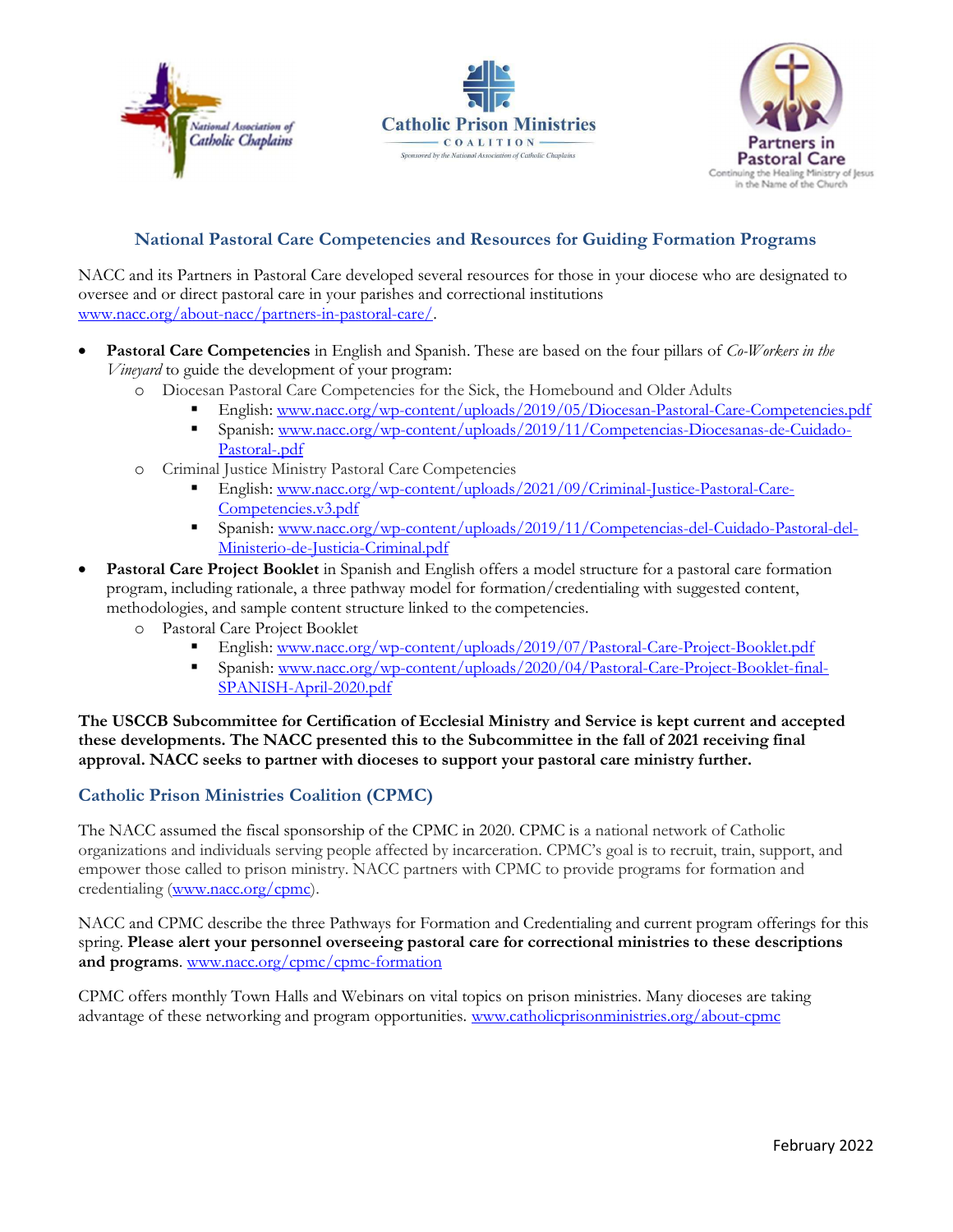## National Pastoral Care Competencies and Resources for Guiding Formation Programs

NACC and its Partners in Pastoral Care developed several resources for those in your diocese who are designated to oversee and or direct pastoral care in your parishes and correctional institutions [www.nacc.org/about-nacc/partners-in-pastoral-care/](www.nacc.org/about-nacc/partners-in-pastoral-care/).

- **Pastoral Care Competencies** in English and Spanish. These are based on the four pillars of *Co-Workers in the Vineyard* to guide the development of your program:
  - Diocesan Pastoral Care Competencies for the Sick, the Homebound and Older Adults
    - English: www.nacc.org/wp-content/uploads/2019/05/Diocesan-Pastoral-Care-Competencies.pdf
    - Spanish: www.nacc.org/wp-content/uploads/2019/11/Competencias-Diocesanas-de-Cuidado-Pastoral-.pdf
  - Criminal Justice Ministry Pastoral Care Competencies
    - English: www.nacc.org/wp-content/uploads/2021/09/Criminal-Justice-Pastoral-Care-Competencies.v3.pdf
    - Spanish: www.nacc.org/wp-content/uploads/2019/11/Competencias-del-Cuidado-Pastoral-del-Ministerio-de-Justicia-Criminal.pdf
- **Pastoral Care Project Booklet** in Spanish and English offers a model structure for a pastoral care formation program, including rationale, a three pathway model for formation/credentialing with suggested content, methodologies, and sample content structure linked to the competencies.
  - Pastoral Care Project Booklet
    - English: www.nacc.org/wp-content/uploads/2019/07/Pastoral-Care-Project-Booklet.pdf
    - Spanish: www.nacc.org/wp-content/uploads/2020/04/Pastoral-Care-Project-Booklet-final-SPANISH-April-2020.pdf

**The USCCB Subcommittee for Certification of Ecclesial Ministry and Service is kept current and accepted these developments. The NACC presented this to the Subcommittee in the fall of 2021 receiving final approval. NACC seeks to partner with dioceses to support your pastoral care ministry further.**

### Catholic Prison Ministries Coalition (CPMC)

The NACC assumed the fiscal sponsorship of the CPMC in 2020. CPMC is a national network of Catholic organizations and individuals serving people affected by incarceration. CPMC's goal is to recruit, train, support, and empower those called to prison ministry. NACC partners with CPMC to provide programs for formation and credentialing (www.nacc.org/cpmc).

NACC and CPMC describe the three Pathways for Formation and Credentialing and current program offerings for this spring. **Please alert your personnel overseeing pastoral care for correctional ministries to these descriptions and programs**. www.nacc.org/cpmc/cpmc-formation

CPMC offers monthly Town Halls and Webinars on vital topics on prison ministries. Many dioceses are taking advantage of these networking and program opportunities. www.catholicprisonministries.org/about-cpmc

February 2022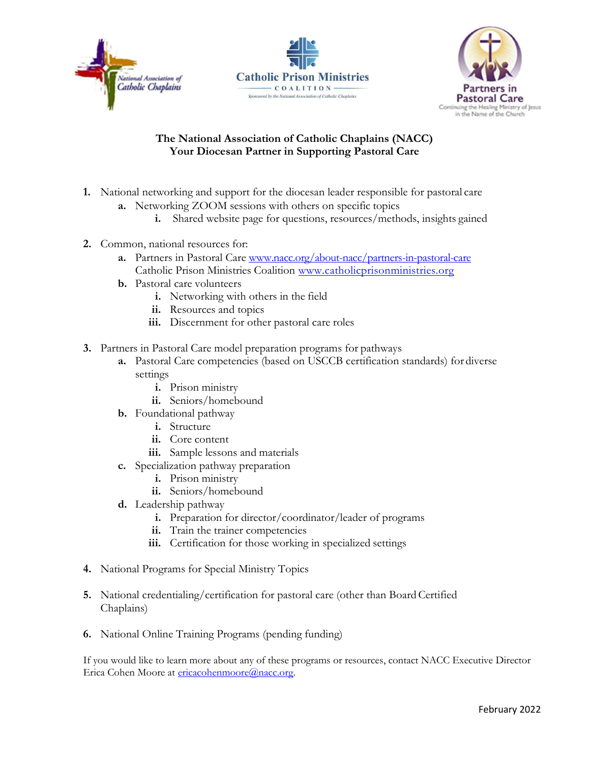**The National Association of Catholic Chaplains (NACC)**
**Your Diocesan Partner in Supporting Pastoral Care**

1. National networking and support for the diocesan leader responsible for pastoral care
    - a. Networking ZOOM sessions with others on specific topics
        - i. Shared website page for questions, resources/methods, insights gained

2. Common, national resources for:
    - a. Partners in Pastoral Care [www.nacc.org/about-nacc/partners-in-pastoral-care](www.nacc.org/about-nacc/partners-in-pastoral-care)
      Catholic Prison Ministries Coalition [www.catholicprisonministries.org](www.catholicprisonministries.org)
    - b. Pastoral care volunteers
        - i. Networking with others in the field
        - ii. Resources and topics
        - iii. Discernment for other pastoral care roles

3. Partners in Pastoral Care model preparation programs for pathways
    - a. Pastoral Care competencies (based on USCCB certification standards) for diverse settings
        - i. Prison ministry
        - ii. Seniors/homebound
    - b. Foundational pathway
        - i. Structure
        - ii. Core content
        - iii. Sample lessons and materials
    - c. Specialization pathway preparation
        - i. Prison ministry
        - ii. Seniors/homebound
    - d. Leadership pathway
        - i. Preparation for director/coordinator/leader of programs
        - ii. Train the trainer competencies
        - iii. Certification for those working in specialized settings

4. National Programs for Special Ministry Topics

5. National credentialing/certification for pastoral care (other than Board Certified Chaplains)

6. National Online Training Programs (pending funding)

If you would like to learn more about any of these programs or resources, contact NACC Executive Director Erica Cohen Moore at [ericacohenmoore@nacc.org](mailto:ericacohenmoore@nacc.org).

February 2022